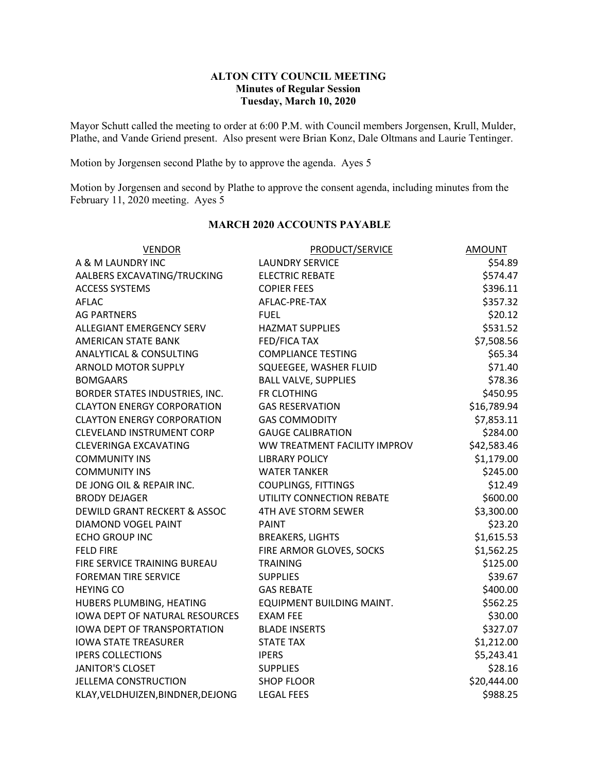# ALTON CITY COUNCIL MEETING
## Minutes of Regular Session
### Tuesday, March 10, 2020

Mayor Schutt called the meeting to order at 6:00 P.M. with Council members Jorgensen, Krull, Mulder, Plathe, and Vande Griend present. Also present were Brian Konz, Dale Oltmans and Laurie Tentinger.

Motion by Jorgensen second Plathe by to approve the agenda. Ayes 5

Motion by Jorgensen and second by Plathe to approve the consent agenda, including minutes from the February 11, 2020 meeting. Ayes 5

**MARCH 2020 ACCOUNTS PAYABLE**

| VENDOR | PRODUCT/SERVICE | AMOUNT |
|---|---|---|
| A & M LAUNDRY INC | LAUNDRY SERVICE | $54.89 |
| AALBERS EXCAVATING/TRUCKING | ELECTRIC REBATE | $574.47 |
| ACCESS SYSTEMS | COPIER FEES | $396.11 |
| AFLAC | AFLAC-PRE-TAX | $357.32 |
| AG PARTNERS | FUEL | $20.12 |
| ALLEGIANT EMERGENCY SERV | HAZMAT SUPPLIES | $531.52 |
| AMERICAN STATE BANK | FED/FICA TAX | $7,508.56 |
| ANALYTICAL & CONSULTING | COMPLIANCE TESTING | $65.34 |
| ARNOLD MOTOR SUPPLY | SQUEEGEE, WASHER FLUID | $71.40 |
| BOMGAARS | BALL VALVE, SUPPLIES | $78.36 |
| BORDER STATES INDUSTRIES, INC. | FR CLOTHING | $450.95 |
| CLAYTON ENERGY CORPORATION | GAS RESERVATION | $16,789.94 |
| CLAYTON ENERGY CORPORATION | GAS COMMODITY | $7,853.11 |
| CLEVELAND INSTRUMENT CORP | GAUGE CALIBRATION | $284.00 |
| CLEVERINGA EXCAVATING | WW TREATMENT FACILITY IMPROV | $42,583.46 |
| COMMUNITY INS | LIBRARY POLICY | $1,179.00 |
| COMMUNITY INS | WATER TANKER | $245.00 |
| DE JONG OIL & REPAIR INC. | COUPLINGS, FITTINGS | $12.49 |
| BRODY DEJAGER | UTILITY CONNECTION REBATE | $600.00 |
| DEWILD GRANT RECKERT & ASSOC | 4TH AVE STORM SEWER | $3,300.00 |
| DIAMOND VOGEL PAINT | PAINT | $23.20 |
| ECHO GROUP INC | BREAKERS, LIGHTS | $1,615.53 |
| FELD FIRE | FIRE ARMOR GLOVES, SOCKS | $1,562.25 |
| FIRE SERVICE TRAINING BUREAU | TRAINING | $125.00 |
| FOREMAN TIRE SERVICE | SUPPLIES | $39.67 |
| HEYING CO | GAS REBATE | $400.00 |
| HUBERS PLUMBING, HEATING | EQUIPMENT BUILDING MAINT. | $562.25 |
| IOWA DEPT OF NATURAL RESOURCES | EXAM FEE | $30.00 |
| IOWA DEPT OF TRANSPORTATION | BLADE INSERTS | $327.07 |
| IOWA STATE TREASURER | STATE TAX | $1,212.00 |
| IPERS COLLECTIONS | IPERS | $5,243.41 |
| JANITOR'S CLOSET | SUPPLIES | $28.16 |
| JELLEMA CONSTRUCTION | SHOP FLOOR | $20,444.00 |
| KLAY,VELDHUIZEN,BINDNER,DEJONG | LEGAL FEES | $988.25 |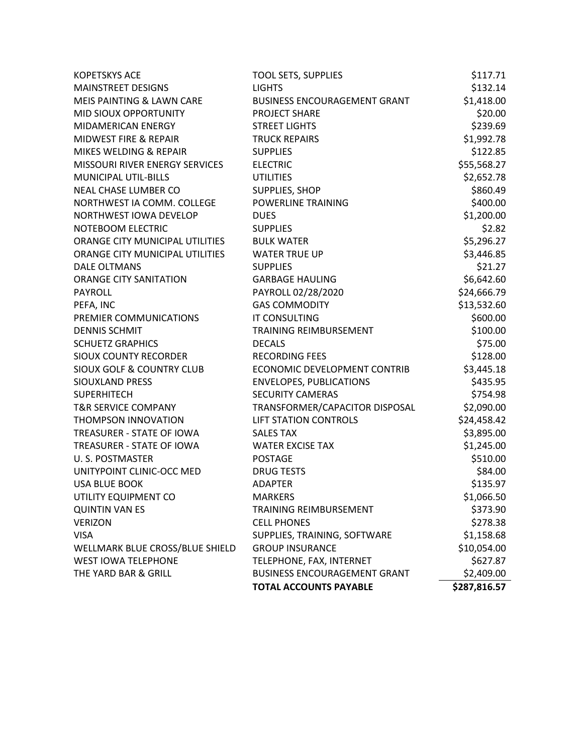| | | |
|---|---|---|
| KOPETSKYS ACE | TOOL SETS, SUPPLIES | $117.71 |
| MAINSTREET DESIGNS | LIGHTS | $132.14 |
| MEIS PAINTING & LAWN CARE | BUSINESS ENCOURAGEMENT GRANT | $1,418.00 |
| MID SIOUX OPPORTUNITY | PROJECT SHARE | $20.00 |
| MIDAMERICAN ENERGY | STREET LIGHTS | $239.69 |
| MIDWEST FIRE & REPAIR | TRUCK REPAIRS | $1,992.78 |
| MIKES WELDING & REPAIR | SUPPLIES | $122.85 |
| MISSOURI RIVER ENERGY SERVICES | ELECTRIC | $55,568.27 |
| MUNICIPAL UTIL-BILLS | UTILITIES | $2,652.78 |
| NEAL CHASE LUMBER CO | SUPPLIES, SHOP | $860.49 |
| NORTHWEST IA COMM. COLLEGE | POWERLINE TRAINING | $400.00 |
| NORTHWEST IOWA DEVELOP | DUES | $1,200.00 |
| NOTEBOOM ELECTRIC | SUPPLIES | $2.82 |
| ORANGE CITY MUNICIPAL UTILITIES | BULK WATER | $5,296.27 |
| ORANGE CITY MUNICIPAL UTILITIES | WATER TRUE UP | $3,446.85 |
| DALE OLTMANS | SUPPLIES | $21.27 |
| ORANGE CITY SANITATION | GARBAGE HAULING | $6,642.60 |
| PAYROLL | PAYROLL 02/28/2020 | $24,666.79 |
| PEFA, INC | GAS COMMODITY | $13,532.60 |
| PREMIER COMMUNICATIONS | IT CONSULTING | $600.00 |
| DENNIS SCHMIT | TRAINING REIMBURSEMENT | $100.00 |
| SCHUETZ GRAPHICS | DECALS | $75.00 |
| SIOUX COUNTY RECORDER | RECORDING FEES | $128.00 |
| SIOUX GOLF & COUNTRY CLUB | ECONOMIC DEVELOPMENT CONTRIB | $3,445.18 |
| SIOUXLAND PRESS | ENVELOPES, PUBLICATIONS | $435.95 |
| SUPERHITECH | SECURITY CAMERAS | $754.98 |
| T&R SERVICE COMPANY | TRANSFORMER/CAPACITOR DISPOSAL | $2,090.00 |
| THOMPSON INNOVATION | LIFT STATION CONTROLS | $24,458.42 |
| TREASURER - STATE OF IOWA | SALES TAX | $3,895.00 |
| TREASURER - STATE OF IOWA | WATER EXCISE TAX | $1,245.00 |
| U. S. POSTMASTER | POSTAGE | $510.00 |
| UNITYPOINT CLINIC-OCC MED | DRUG TESTS | $84.00 |
| USA BLUE BOOK | ADAPTER | $135.97 |
| UTILITY EQUIPMENT CO | MARKERS | $1,066.50 |
| QUINTIN VAN ES | TRAINING REIMBURSEMENT | $373.90 |
| VERIZON | CELL PHONES | $278.38 |
| VISA | SUPPLIES, TRAINING, SOFTWARE | $1,158.68 |
| WELLMARK BLUE CROSS/BLUE SHIELD | GROUP INSURANCE | $10,054.00 |
| WEST IOWA TELEPHONE | TELEPHONE, FAX, INTERNET | $627.87 |
| THE YARD BAR & GRILL | BUSINESS ENCOURAGEMENT GRANT | $2,409.00 |
| | **TOTAL ACCOUNTS PAYABLE** | **$287,816.57** |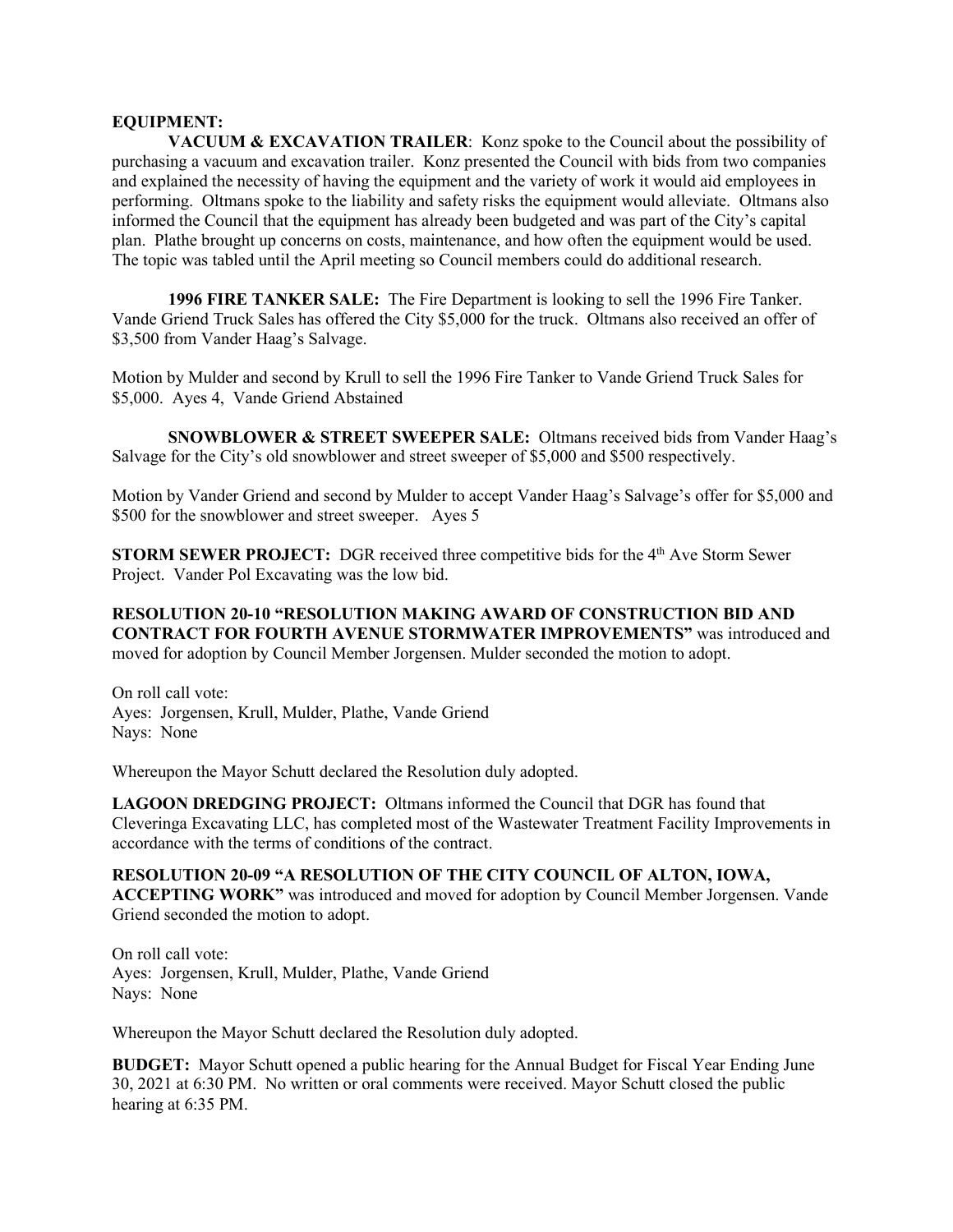**EQUIPMENT:**

**VACUUM & EXCAVATION TRAILER**: Konz spoke to the Council about the possibility of purchasing a vacuum and excavation trailer. Konz presented the Council with bids from two companies and explained the necessity of having the equipment and the variety of work it would aid employees in performing. Oltmans spoke to the liability and safety risks the equipment would alleviate. Oltmans also informed the Council that the equipment has already been budgeted and was part of the City's capital plan. Plathe brought up concerns on costs, maintenance, and how often the equipment would be used. The topic was tabled until the April meeting so Council members could do additional research.

**1996 FIRE TANKER SALE:** The Fire Department is looking to sell the 1996 Fire Tanker. Vande Griend Truck Sales has offered the City $5,000 for the truck. Oltmans also received an offer of $3,500 from Vander Haag's Salvage.

Motion by Mulder and second by Krull to sell the 1996 Fire Tanker to Vande Griend Truck Sales for $5,000. Ayes 4, Vande Griend Abstained

**SNOWBLOWER & STREET SWEEPER SALE:** Oltmans received bids from Vander Haag's Salvage for the City's old snowblower and street sweeper of $5,000 and $500 respectively.

Motion by Vander Griend and second by Mulder to accept Vander Haag's Salvage's offer for $5,000 and $500 for the snowblower and street sweeper. Ayes 5

**STORM SEWER PROJECT:** DGR received three competitive bids for the 4th Ave Storm Sewer Project. Vander Pol Excavating was the low bid.

**RESOLUTION 20-10 "RESOLUTION MAKING AWARD OF CONSTRUCTION BID AND CONTRACT FOR FOURTH AVENUE STORMWATER IMPROVEMENTS"** was introduced and moved for adoption by Council Member Jorgensen. Mulder seconded the motion to adopt.

On roll call vote:
Ayes: Jorgensen, Krull, Mulder, Plathe, Vande Griend
Nays: None

Whereupon the Mayor Schutt declared the Resolution duly adopted.

**LAGOON DREDGING PROJECT:** Oltmans informed the Council that DGR has found that Cleveringa Excavating LLC, has completed most of the Wastewater Treatment Facility Improvements in accordance with the terms of conditions of the contract.

**RESOLUTION 20-09 "A RESOLUTION OF THE CITY COUNCIL OF ALTON, IOWA, ACCEPTING WORK"** was introduced and moved for adoption by Council Member Jorgensen. Vande Griend seconded the motion to adopt.

On roll call vote:
Ayes: Jorgensen, Krull, Mulder, Plathe, Vande Griend
Nays: None

Whereupon the Mayor Schutt declared the Resolution duly adopted.

**BUDGET:** Mayor Schutt opened a public hearing for the Annual Budget for Fiscal Year Ending June 30, 2021 at 6:30 PM. No written or oral comments were received. Mayor Schutt closed the public hearing at 6:35 PM.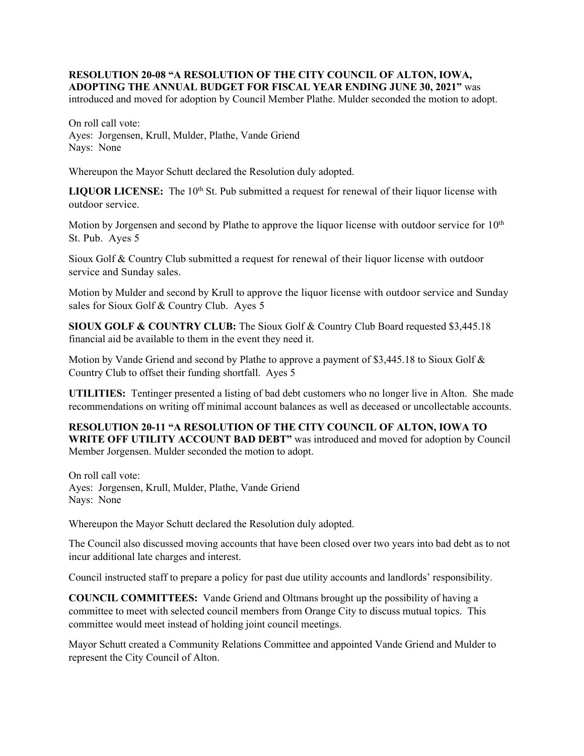**RESOLUTION 20-08 "A RESOLUTION OF THE CITY COUNCIL OF ALTON, IOWA, ADOPTING THE ANNUAL BUDGET FOR FISCAL YEAR ENDING JUNE 30, 2021"** was introduced and moved for adoption by Council Member Plathe. Mulder seconded the motion to adopt.

On roll call vote:
Ayes: Jorgensen, Krull, Mulder, Plathe, Vande Griend
Nays: None

Whereupon the Mayor Schutt declared the Resolution duly adopted.

**LIQUOR LICENSE:** The 10th St. Pub submitted a request for renewal of their liquor license with outdoor service.

Motion by Jorgensen and second by Plathe to approve the liquor license with outdoor service for 10th St. Pub. Ayes 5

Sioux Golf & Country Club submitted a request for renewal of their liquor license with outdoor service and Sunday sales.

Motion by Mulder and second by Krull to approve the liquor license with outdoor service and Sunday sales for Sioux Golf & Country Club. Ayes 5

**SIOUX GOLF & COUNTRY CLUB:** The Sioux Golf & Country Club Board requested $3,445.18 financial aid be available to them in the event they need it.

Motion by Vande Griend and second by Plathe to approve a payment of $3,445.18 to Sioux Golf & Country Club to offset their funding shortfall. Ayes 5

**UTILITIES:** Tentinger presented a listing of bad debt customers who no longer live in Alton. She made recommendations on writing off minimal account balances as well as deceased or uncollectable accounts.

**RESOLUTION 20-11 "A RESOLUTION OF THE CITY COUNCIL OF ALTON, IOWA TO WRITE OFF UTILITY ACCOUNT BAD DEBT"** was introduced and moved for adoption by Council Member Jorgensen. Mulder seconded the motion to adopt.

On roll call vote:
Ayes: Jorgensen, Krull, Mulder, Plathe, Vande Griend
Nays: None

Whereupon the Mayor Schutt declared the Resolution duly adopted.

The Council also discussed moving accounts that have been closed over two years into bad debt as to not incur additional late charges and interest.

Council instructed staff to prepare a policy for past due utility accounts and landlords' responsibility.

**COUNCIL COMMITTEES:** Vande Griend and Oltmans brought up the possibility of having a committee to meet with selected council members from Orange City to discuss mutual topics. This committee would meet instead of holding joint council meetings.

Mayor Schutt created a Community Relations Committee and appointed Vande Griend and Mulder to represent the City Council of Alton.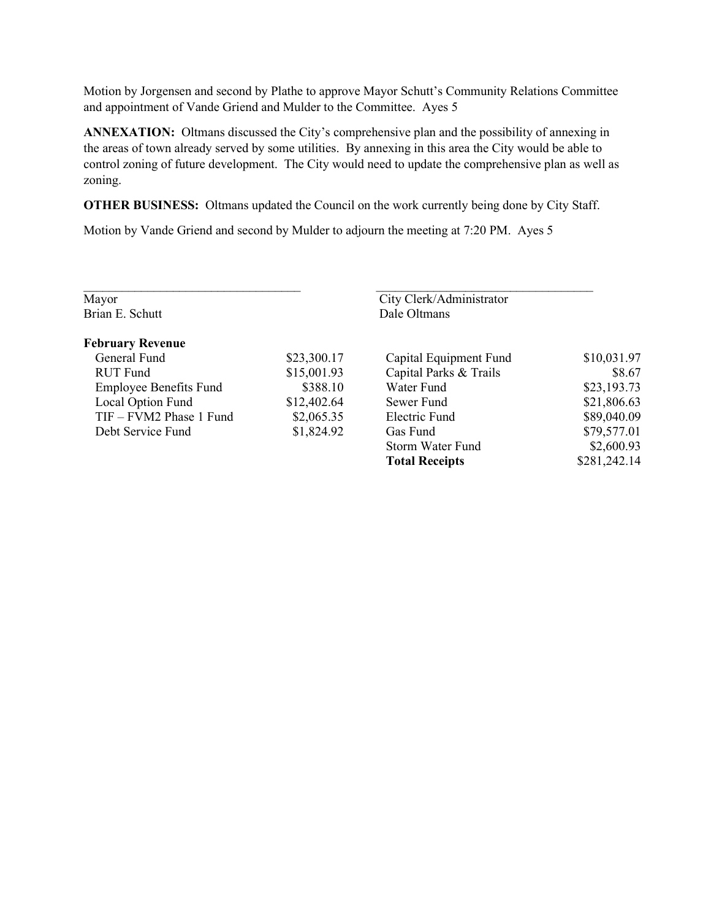Motion by Jorgensen and second by Plathe to approve Mayor Schutt's Community Relations Committee and appointment of Vande Griend and Mulder to the Committee. Ayes 5

**ANNEXATION:** Oltmans discussed the City's comprehensive plan and the possibility of annexing in the areas of town already served by some utilities. By annexing in this area the City would be able to control zoning of future development. The City would need to update the comprehensive plan as well as zoning.

**OTHER BUSINESS:** Oltmans updated the Council on the work currently being done by City Staff.

Motion by Vande Griend and second by Mulder to adjourn the meeting at 7:20 PM. Ayes 5

\_\_\_\_\_\_\_\_\_\_\_\_\_\_\_\_\_\_\_\_\_\_\_\_\_\_\_\_\_\_\_\_\_\_\_
Mayor
Brian E. Schutt

\_\_\_\_\_\_\_\_\_\_\_\_\_\_\_\_\_\_\_\_\_\_\_\_\_\_\_\_\_\_\_\_\_\_\_
City Clerk/Administrator
Dale Oltmans

**February Revenue**

| | | | |
|---|---|---|---|
| General Fund | $23,300.17 | Capital Equipment Fund | $10,031.97 |
| RUT Fund | $15,001.93 | Capital Parks & Trails | $8.67 |
| Employee Benefits Fund | $388.10 | Water Fund | $23,193.73 |
| Local Option Fund | $12,402.64 | Sewer Fund | $21,806.63 |
| TIF – FVM2 Phase 1 Fund | $2,065.35 | Electric Fund | $89,040.09 |
| Debt Service Fund | $1,824.92 | Gas Fund | $79,577.01 |
| | | Storm Water Fund | $2,600.93 |
| | | **Total Receipts** | $281,242.14 |